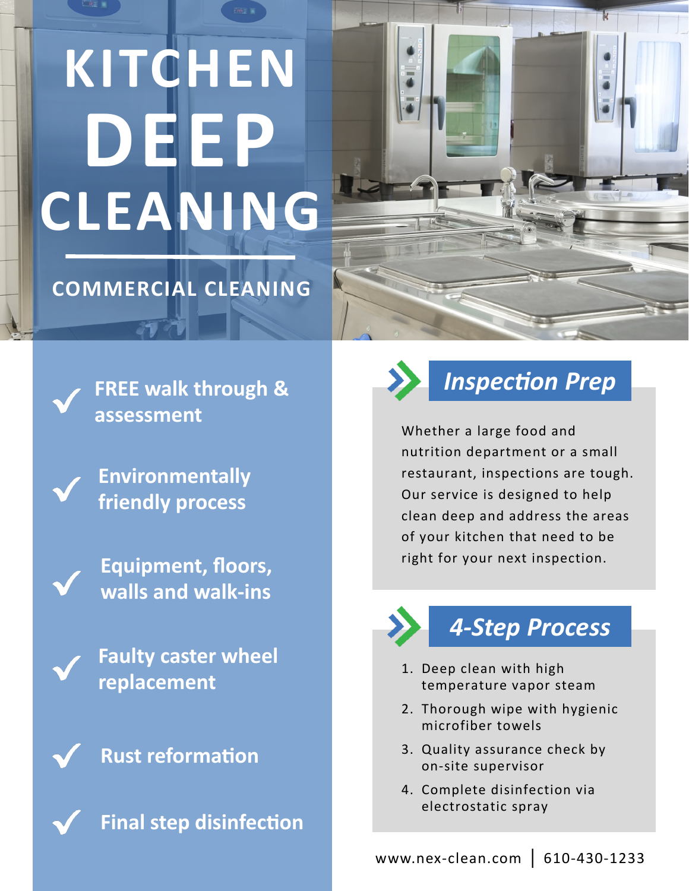# KITCHEN DEEP CLEANING

## COMMERCIAL CLEANING

- **FREE walk through & assessment**
- **Environmentally friendly process**
- **Equipment, floors, walls and walk-ins**
- **Faulty caster wheel replacement**
- **Rust reformation**
- **Final step disinfection**

## *Inspection Prep*

Whether a large food and nutrition department or a small restaurant, inspections are tough. Our service is designed to help clean deep and address the areas of your kitchen that need to be right for your next inspection.

## *4-Step Process*

1. Deep clean with high temperature vapor steam
2. Thorough wipe with hygienic microfiber towels
3. Quality assurance check by on-site supervisor
4. Complete disinfection via electrostatic spray

www.nex-clean.com | 610-430-1233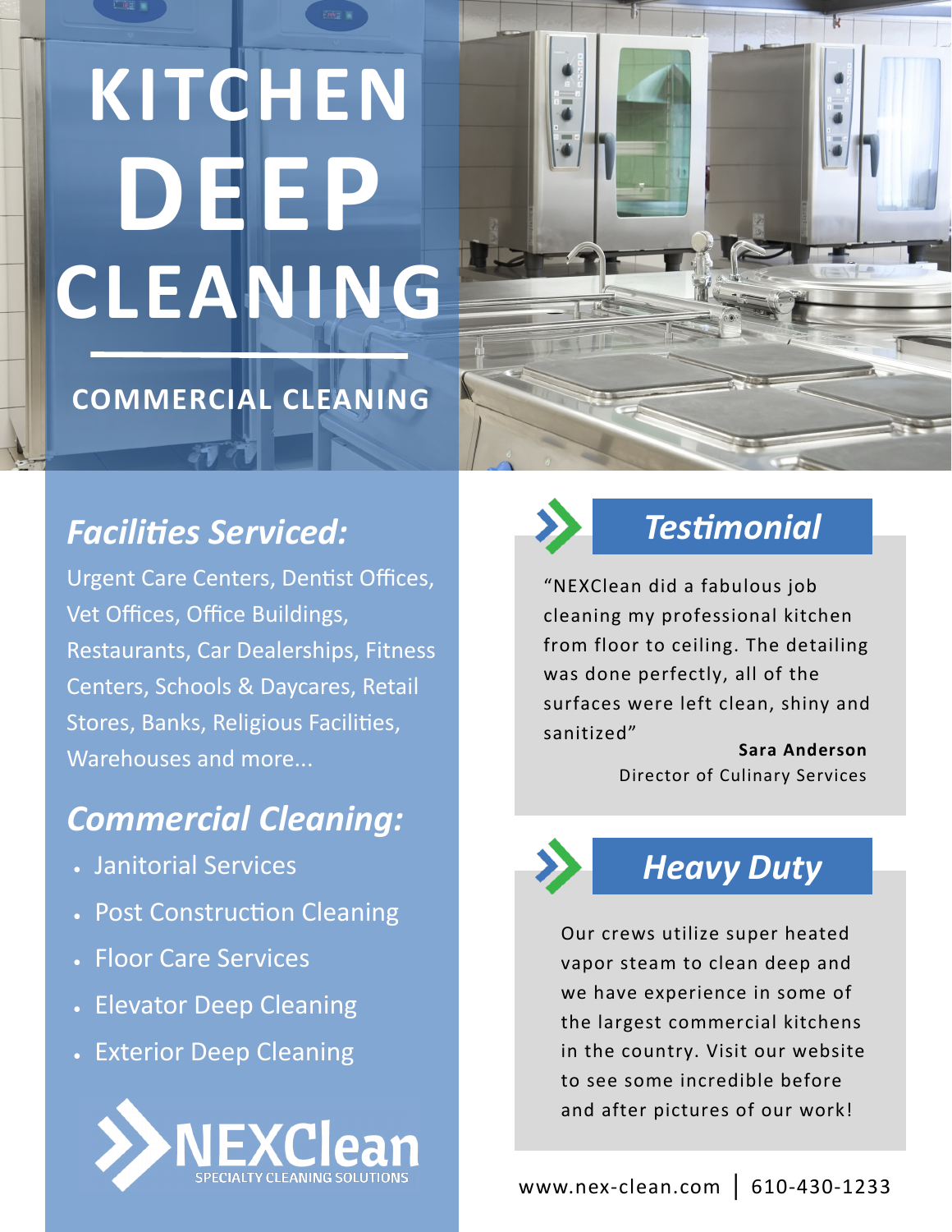# KITCHEN DEEP CLEANING

## COMMERCIAL CLEANING

### *Facilities Serviced:*

Urgent Care Centers, Dentist Offices, Vet Offices, Office Buildings, Restaurants, Car Dealerships, Fitness Centers, Schools & Daycares, Retail Stores, Banks, Religious Facilities, Warehouses and more...

### *Commercial Cleaning:*

- Janitorial Services
- Post Construction Cleaning
- Floor Care Services
- Elevator Deep Cleaning
- Exterior Deep Cleaning

NEXClean
SPECIALTY CLEANING SOLUTIONS

### *Testimonial*

"NEXClean did a fabulous job cleaning my professional kitchen from floor to ceiling. The detailing was done perfectly, all of the surfaces were left clean, shiny and sanitized"

**Sara Anderson**
Director of Culinary Services

### *Heavy Duty*

Our crews utilize super heated vapor steam to clean deep and we have experience in some of the largest commercial kitchens in the country. Visit our website to see some incredible before and after pictures of our work!

www.nex-clean.com | 610-430-1233